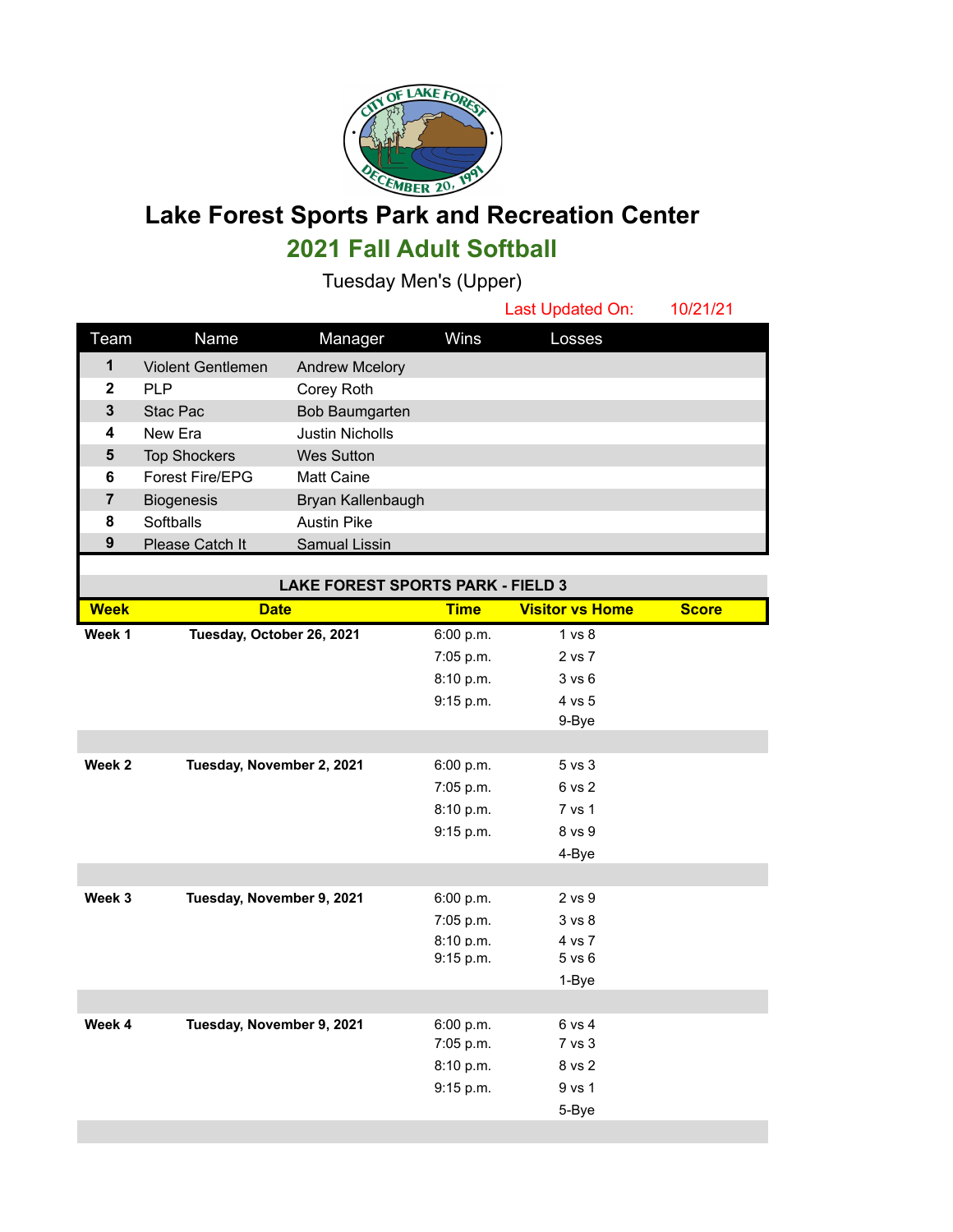# Lake Forest Sports Park and Recreation Center

## 2021 Fall Adult Softball

### Tuesday Men's (Upper)

Last Updated On: 10/21/21

| Team | Name | Manager | Wins | Losses |
|---|---|---|---|---|
| 1 | Violent Gentlemen | Andrew Mcelory | | |
| 2 | PLP | Corey Roth | | |
| 3 | Stac Pac | Bob Baumgarten | | |
| 4 | New Era | Justin Nicholls | | |
| 5 | Top Shockers | Wes Sutton | | |
| 6 | Forest Fire/EPG | Matt Caine | | |
| 7 | Biogenesis | Bryan Kallenbaugh | | |
| 8 | Softballs | Austin Pike | | |
| 9 | Please Catch It | Samual Lissin | | |

**LAKE FOREST SPORTS PARK - FIELD 3**

| Week | Date | Time | Visitor vs Home | Score |
|---|---|---|---|---|
| **Week 1** | **Tuesday, October 26, 2021** | 6:00 p.m. | 1 vs 8 | |
| | | 7:05 p.m. | 2 vs 7 | |
| | | 8:10 p.m. | 3 vs 6 | |
| | | 9:15 p.m. | 4 vs 5 | |
| | | | 9-Bye | |
| **Week 2** | **Tuesday, November 2, 2021** | 6:00 p.m. | 5 vs 3 | |
| | | 7:05 p.m. | 6 vs 2 | |
| | | 8:10 p.m. | 7 vs 1 | |
| | | 9:15 p.m. | 8 vs 9 | |
| | | | 4-Bye | |
| **Week 3** | **Tuesday, November 9, 2021** | 6:00 p.m. | 2 vs 9 | |
| | | 7:05 p.m. | 3 vs 8 | |
| | | 8:10 p.m. | 4 vs 7 | |
| | | 9:15 p.m. | 5 vs 6 | |
| | | | 1-Bye | |
| **Week 4** | **Tuesday, November 9, 2021** | 6:00 p.m. | 6 vs 4 | |
| | | 7:05 p.m. | 7 vs 3 | |
| | | 8:10 p.m. | 8 vs 2 | |
| | | 9:15 p.m. | 9 vs 1 | |
| | | | 5-Bye | |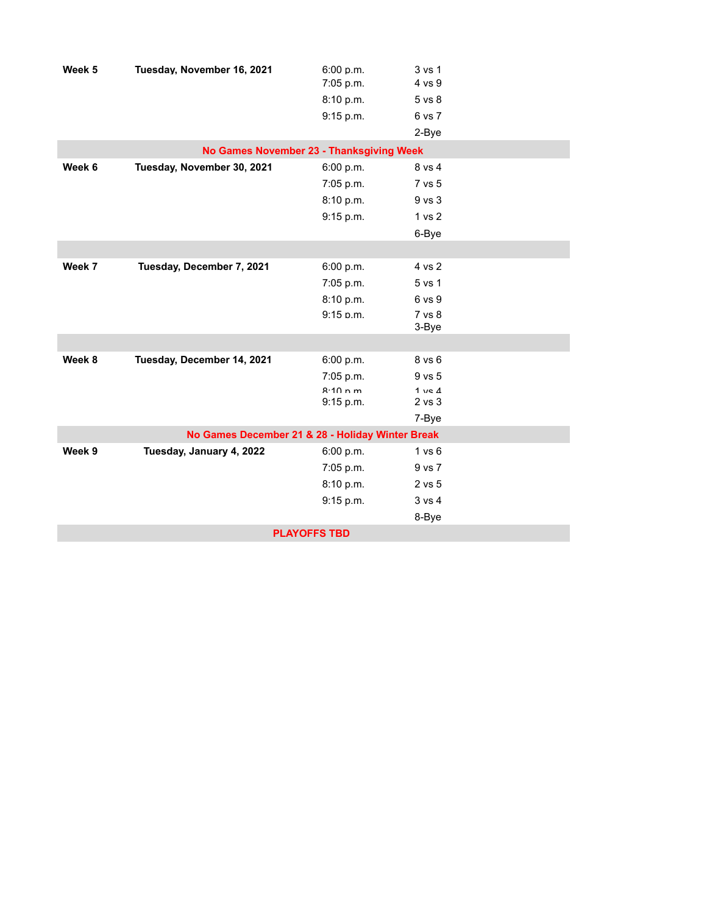| | | | |
|---|---|---|---|
| **Week 5** | **Tuesday, November 16, 2021** | 6:00 p.m. | 3 vs 1 |
| | | 7:05 p.m. | 4 vs 9 |
| | | 8:10 p.m. | 5 vs 8 |
| | | 9:15 p.m. | 6 vs 7 |
| | | | 2-Bye |
| | **No Games November 23 - Thanksgiving Week** | | |
| **Week 6** | **Tuesday, November 30, 2021** | 6:00 p.m. | 8 vs 4 |
| | | 7:05 p.m. | 7 vs 5 |
| | | 8:10 p.m. | 9 vs 3 |
| | | 9:15 p.m. | 1 vs 2 |
| | | | 6-Bye |
| | | | |
| **Week 7** | **Tuesday, December 7, 2021** | 6:00 p.m. | 4 vs 2 |
| | | 7:05 p.m. | 5 vs 1 |
| | | 8:10 p.m. | 6 vs 9 |
| | | 9:15 p.m. | 7 vs 8 |
| | | | 3-Bye |
| | | | |
| **Week 8** | **Tuesday, December 14, 2021** | 6:00 p.m. | 8 vs 6 |
| | | 7:05 p.m. | 9 vs 5 |
| | | 8:10 p.m. | 1 vs 4 |
| | | 9:15 p.m. | 2 vs 3 |
| | | | 7-Bye |
| | **No Games December 21 & 28 - Holiday Winter Break** | | |
| **Week 9** | **Tuesday, January 4, 2022** | 6:00 p.m. | 1 vs 6 |
| | | 7:05 p.m. | 9 vs 7 |
| | | 8:10 p.m. | 2 vs 5 |
| | | 9:15 p.m. | 3 vs 4 |
| | | | 8-Bye |
| | **PLAYOFFS TBD** | | |